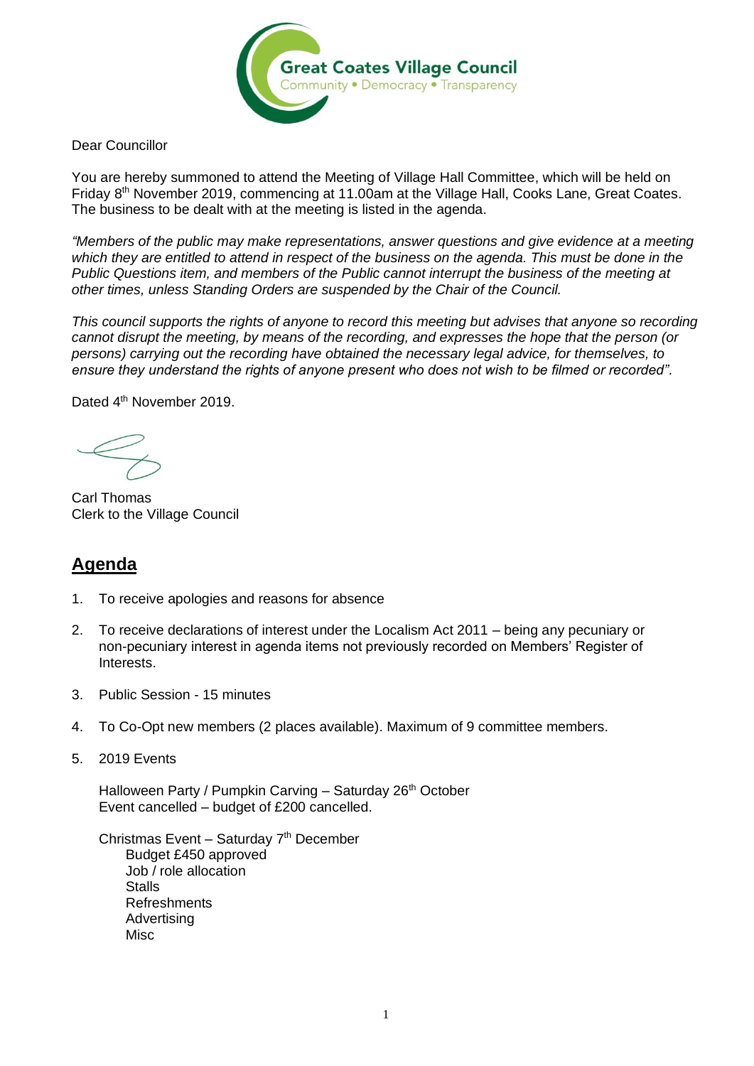Great Coates Village Council
Community • Democracy • Transparency

Dear Councillor

You are hereby summoned to attend the Meeting of Village Hall Committee, which will be held on Friday 8th November 2019, commencing at 11.00am at the Village Hall, Cooks Lane, Great Coates. The business to be dealt with at the meeting is listed in the agenda.

*"Members of the public may make representations, answer questions and give evidence at a meeting which they are entitled to attend in respect of the business on the agenda. This must be done in the Public Questions item, and members of the Public cannot interrupt the business of the meeting at other times, unless Standing Orders are suspended by the Chair of the Council.*

*This council supports the rights of anyone to record this meeting but advises that anyone so recording cannot disrupt the meeting, by means of the recording, and expresses the hope that the person (or persons) carrying out the recording have obtained the necessary legal advice, for themselves, to ensure they understand the rights of anyone present who does not wish to be filmed or recorded".*

Dated 4th November 2019.

Carl Thomas
Clerk to the Village Council

## Agenda

1. To receive apologies and reasons for absence

2. To receive declarations of interest under the Localism Act 2011 – being any pecuniary or non-pecuniary interest in agenda items not previously recorded on Members' Register of Interests.

3. Public Session - 15 minutes

4. To Co-Opt new members (2 places available). Maximum of 9 committee members.

5. 2019 Events

   Halloween Party / Pumpkin Carving – Saturday 26th October
   Event cancelled – budget of £200 cancelled.

   Christmas Event – Saturday 7th December
   - Budget £450 approved
   - Job / role allocation
   - Stalls
   - Refreshments
   - Advertising
   - Misc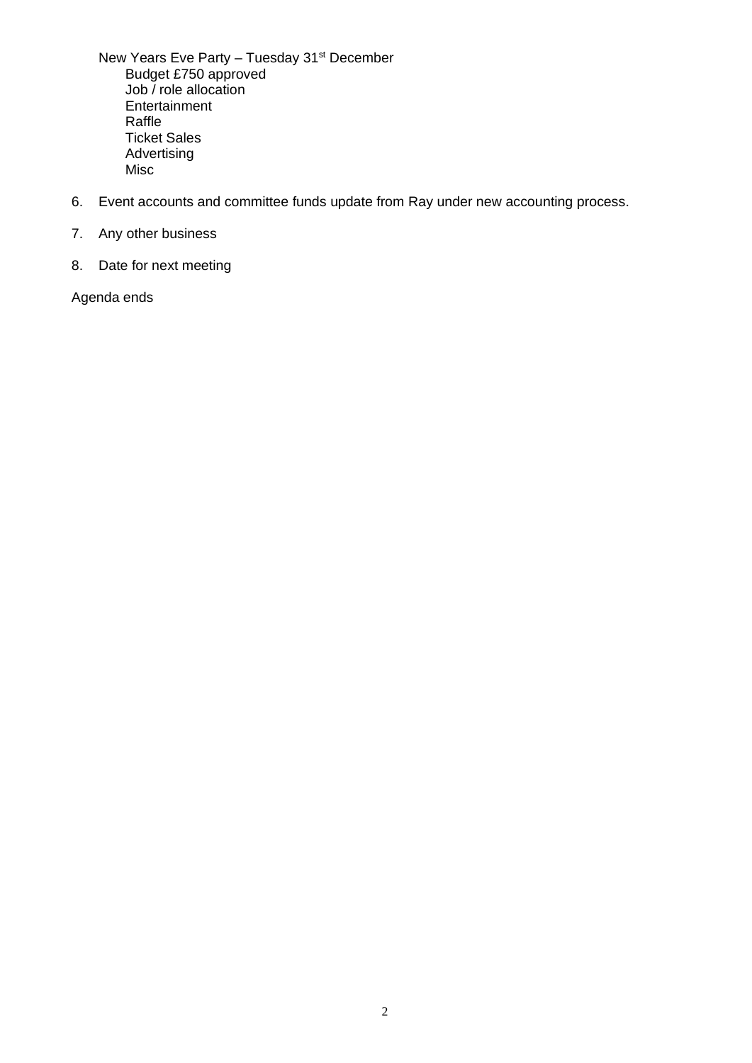New Years Eve Party – Tuesday 31st December

- Budget £750 approved
- Job / role allocation
- Entertainment
- Raffle
- Ticket Sales
- Advertising
- Misc

6. Event accounts and committee funds update from Ray under new accounting process.

7. Any other business

8. Date for next meeting

Agenda ends